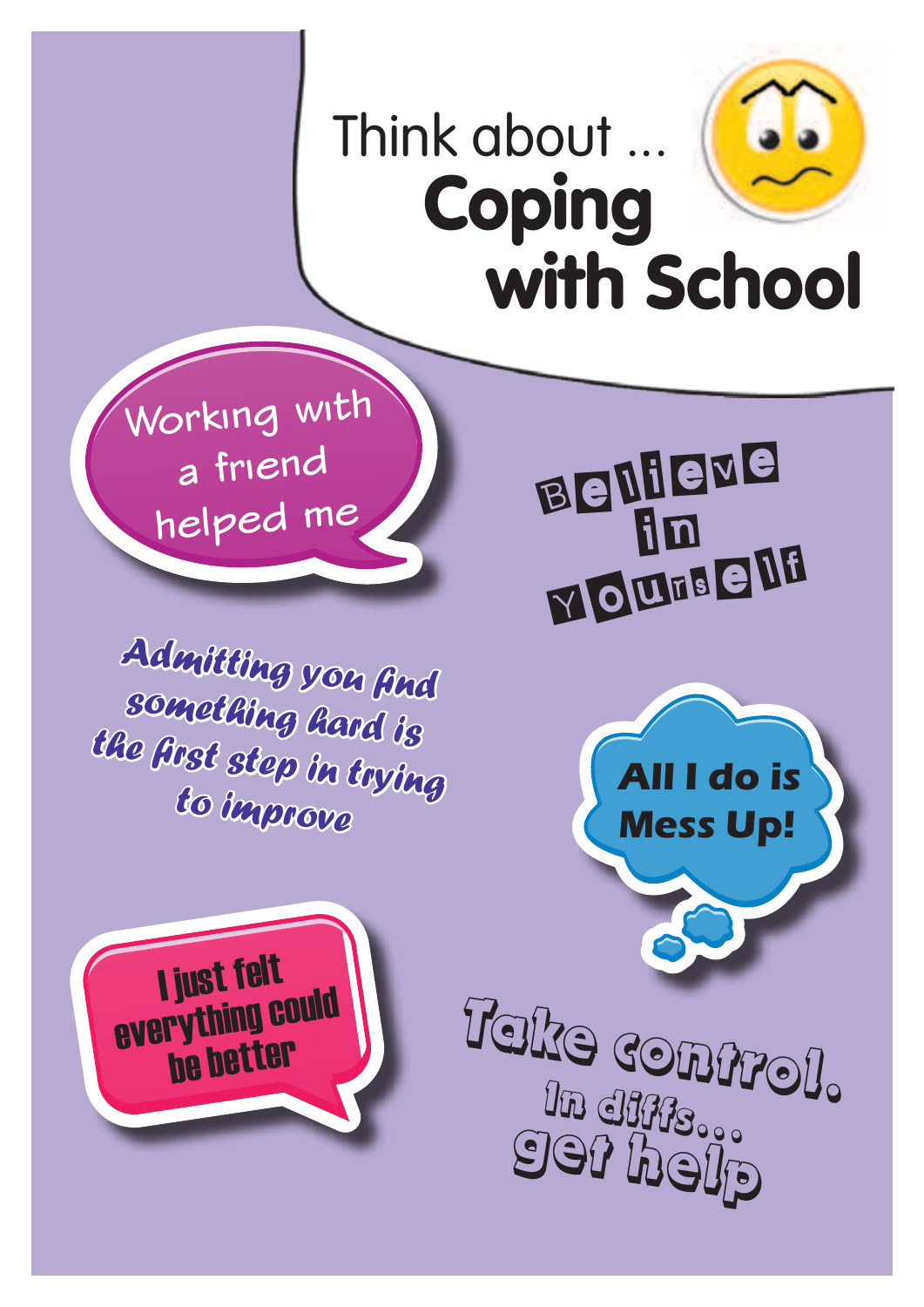Think about ...

# Coping with School

Working with a friend helped me

Believe in Yourself

Admitting you find something hard is the first step in trying to improve

All I do is Mess Up!

I just felt everything could be better

Take control. In diffs... get help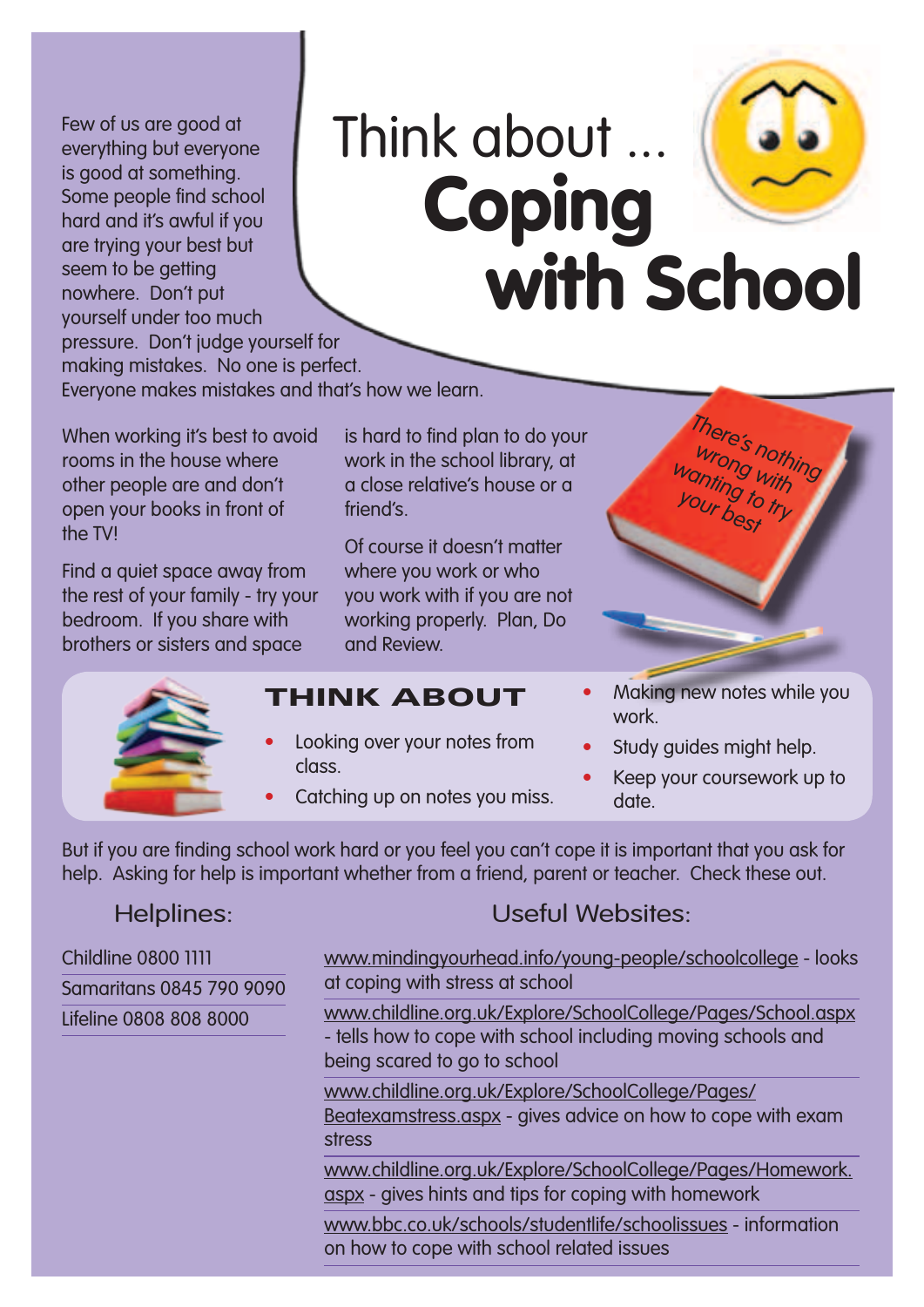# Think about ... Coping with School

Few of us are good at everything but everyone is good at something. Some people find school hard and it's awful if you are trying your best but seem to be getting nowhere. Don't put yourself under too much pressure. Don't judge yourself for making mistakes. No one is perfect. Everyone makes mistakes and that's how we learn.

When working it's best to avoid rooms in the house where other people are and don't open your books in front of the TV!

Find a quiet space away from the rest of your family - try your bedroom. If you share with brothers or sisters and space is hard to find plan to do your work in the school library, at a close relative's house or a friend's.

Of course it doesn't matter where you work or who you work with if you are not working properly. Plan, Do and Review.

There's nothing wrong with wanting to try your best

## THINK ABOUT

- Looking over your notes from class.
- Catching up on notes you miss.
- Making new notes while you work.
- Study guides might help.
- Keep your coursework up to date.

But if you are finding school work hard or you feel you can't cope it is important that you ask for help. Asking for help is important whether from a friend, parent or teacher. Check these out.

### Helplines:

Childline 0800 1111

Samaritans 0845 790 9090

Lifeline 0808 808 8000

### Useful Websites:

www.mindingyourhead.info/young-people/schoolcollege - looks at coping with stress at school

www.childline.org.uk/Explore/SchoolCollege/Pages/School.aspx - tells how to cope with school including moving schools and being scared to go to school

www.childline.org.uk/Explore/SchoolCollege/Pages/Beatexamstress.aspx - gives advice on how to cope with exam stress

www.childline.org.uk/Explore/SchoolCollege/Pages/Homework.aspx - gives hints and tips for coping with homework

www.bbc.co.uk/schools/studentlife/schoolissues - information on how to cope with school related issues